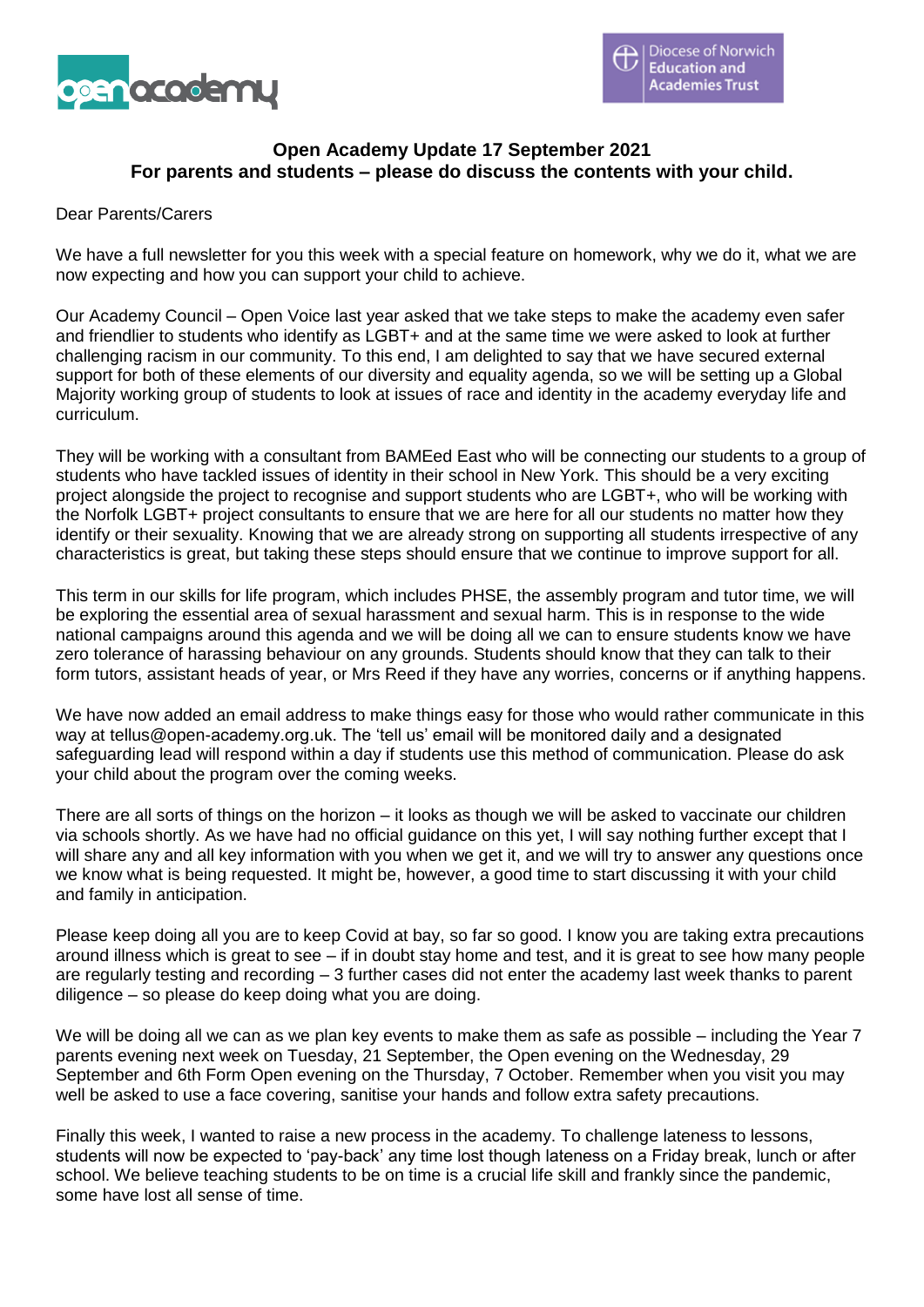**Open Academy Update 17 September 2021**
**For parents and students – please do discuss the contents with your child.**

Dear Parents/Carers

We have a full newsletter for you this week with a special feature on homework, why we do it, what we are now expecting and how you can support your child to achieve.

Our Academy Council – Open Voice last year asked that we take steps to make the academy even safer and friendlier to students who identify as LGBT+ and at the same time we were asked to look at further challenging racism in our community. To this end, I am delighted to say that we have secured external support for both of these elements of our diversity and equality agenda, so we will be setting up a Global Majority working group of students to look at issues of race and identity in the academy everyday life and curriculum.

They will be working with a consultant from BAMEed East who will be connecting our students to a group of students who have tackled issues of identity in their school in New York. This should be a very exciting project alongside the project to recognise and support students who are LGBT+, who will be working with the Norfolk LGBT+ project consultants to ensure that we are here for all our students no matter how they identify or their sexuality. Knowing that we are already strong on supporting all students irrespective of any characteristics is great, but taking these steps should ensure that we continue to improve support for all.

This term in our skills for life program, which includes PHSE, the assembly program and tutor time, we will be exploring the essential area of sexual harassment and sexual harm. This is in response to the wide national campaigns around this agenda and we will be doing all we can to ensure students know we have zero tolerance of harassing behaviour on any grounds. Students should know that they can talk to their form tutors, assistant heads of year, or Mrs Reed if they have any worries, concerns or if anything happens.

We have now added an email address to make things easy for those who would rather communicate in this way at tellus@open-academy.org.uk. The 'tell us' email will be monitored daily and a designated safeguarding lead will respond within a day if students use this method of communication. Please do ask your child about the program over the coming weeks.

There are all sorts of things on the horizon – it looks as though we will be asked to vaccinate our children via schools shortly. As we have had no official guidance on this yet, I will say nothing further except that I will share any and all key information with you when we get it, and we will try to answer any questions once we know what is being requested. It might be, however, a good time to start discussing it with your child and family in anticipation.

Please keep doing all you are to keep Covid at bay, so far so good. I know you are taking extra precautions around illness which is great to see – if in doubt stay home and test, and it is great to see how many people are regularly testing and recording – 3 further cases did not enter the academy last week thanks to parent diligence – so please do keep doing what you are doing.

We will be doing all we can as we plan key events to make them as safe as possible – including the Year 7 parents evening next week on Tuesday, 21 September, the Open evening on the Wednesday, 29 September and 6th Form Open evening on the Thursday, 7 October. Remember when you visit you may well be asked to use a face covering, sanitise your hands and follow extra safety precautions.

Finally this week, I wanted to raise a new process in the academy. To challenge lateness to lessons, students will now be expected to 'pay-back' any time lost though lateness on a Friday break, lunch or after school. We believe teaching students to be on time is a crucial life skill and frankly since the pandemic, some have lost all sense of time.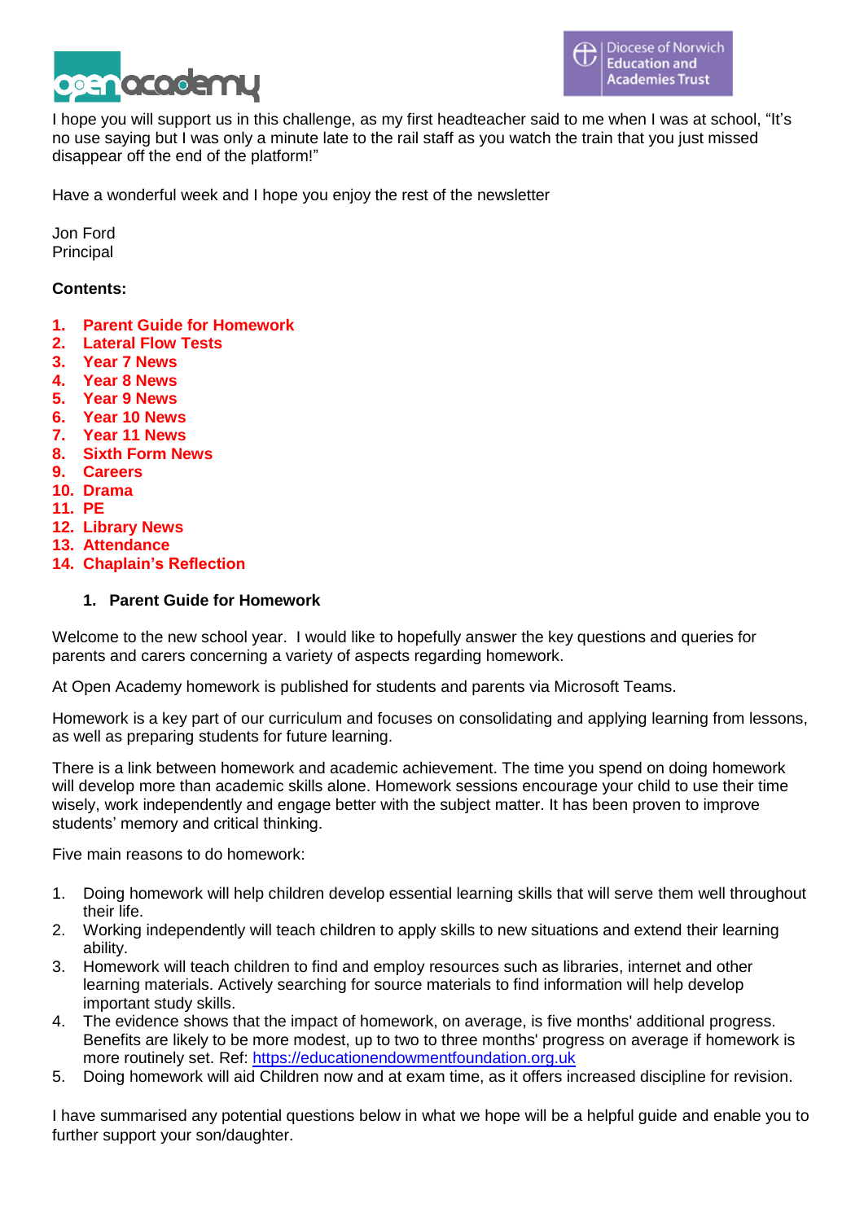I hope you will support us in this challenge, as my first headteacher said to me when I was at school, "It's no use saying but I was only a minute late to the rail staff as you watch the train that you just missed disappear off the end of the platform!"

Have a wonderful week and I hope you enjoy the rest of the newsletter

Jon Ford
Principal

**Contents:**

1. **Parent Guide for Homework**
2. **Lateral Flow Tests**
3. **Year 7 News**
4. **Year 8 News**
5. **Year 9 News**
6. **Year 10 News**
7. **Year 11 News**
8. **Sixth Form News**
9. **Careers**
10. **Drama**
11. **PE**
12. **Library News**
13. **Attendance**
14. **Chaplain's Reflection**

## 1. Parent Guide for Homework

Welcome to the new school year. I would like to hopefully answer the key questions and queries for parents and carers concerning a variety of aspects regarding homework.

At Open Academy homework is published for students and parents via Microsoft Teams.

Homework is a key part of our curriculum and focuses on consolidating and applying learning from lessons, as well as preparing students for future learning.

There is a link between homework and academic achievement. The time you spend on doing homework will develop more than academic skills alone. Homework sessions encourage your child to use their time wisely, work independently and engage better with the subject matter. It has been proven to improve students' memory and critical thinking.

Five main reasons to do homework:

1. Doing homework will help children develop essential learning skills that will serve them well throughout their life.
2. Working independently will teach children to apply skills to new situations and extend their learning ability.
3. Homework will teach children to find and employ resources such as libraries, internet and other learning materials. Actively searching for source materials to find information will help develop important study skills.
4. The evidence shows that the impact of homework, on average, is five months' additional progress. Benefits are likely to be more modest, up to two to three months' progress on average if homework is more routinely set. Ref: https://educationendowmentfoundation.org.uk
5. Doing homework will aid Children now and at exam time, as it offers increased discipline for revision.

I have summarised any potential questions below in what we hope will be a helpful guide and enable you to further support your son/daughter.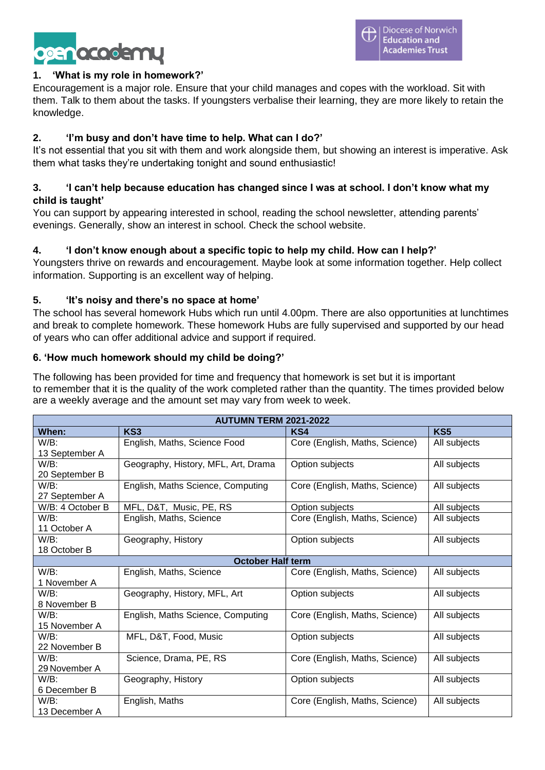### 1. 'What is my role in homework?'

Encouragement is a major role. Ensure that your child manages and copes with the workload. Sit with them. Talk to them about the tasks. If youngsters verbalise their learning, they are more likely to retain the knowledge.

### 2. 'I'm busy and don't have time to help. What can I do?'

It's not essential that you sit with them and work alongside them, but showing an interest is imperative. Ask them what tasks they're undertaking tonight and sound enthusiastic!

### 3. 'I can't help because education has changed since I was at school. I don't know what my child is taught'

You can support by appearing interested in school, reading the school newsletter, attending parents' evenings. Generally, show an interest in school. Check the school website.

### 4. 'I don't know enough about a specific topic to help my child. How can I help?'

Youngsters thrive on rewards and encouragement. Maybe look at some information together. Help collect information. Supporting is an excellent way of helping.

### 5. 'It's noisy and there's no space at home'

The school has several homework Hubs which run until 4.00pm. There are also opportunities at lunchtimes and break to complete homework. These homework Hubs are fully supervised and supported by our head of years who can offer additional advice and support if required.

### 6. 'How much homework should my child be doing?'

The following has been provided for time and frequency that homework is set but it is important to remember that it is the quality of the work completed rather than the quantity. The times provided below are a weekly average and the amount set may vary from week to week.

| AUTUMN TERM 2021-2022 | | | |
|---|---|---|---|
| **When:** | **KS3** | **KS4** | **KS5** |
| W/B: 13 September A | English, Maths, Science Food | Core (English, Maths, Science) | All subjects |
| W/B: 20 September B | Geography, History, MFL, Art, Drama | Option subjects | All subjects |
| W/B: 27 September A | English, Maths Science, Computing | Core (English, Maths, Science) | All subjects |
| W/B: 4 October B | MFL, D&T, Music, PE, RS | Option subjects | All subjects |
| W/B: 11 October A | English, Maths, Science | Core (English, Maths, Science) | All subjects |
| W/B: 18 October B | Geography, History | Option subjects | All subjects |
| **October Half term** | | | |
| W/B: 1 November A | English, Maths, Science | Core (English, Maths, Science) | All subjects |
| W/B: 8 November B | Geography, History, MFL, Art | Option subjects | All subjects |
| W/B: 15 November A | English, Maths Science, Computing | Core (English, Maths, Science) | All subjects |
| W/B: 22 November B | MFL, D&T, Food, Music | Option subjects | All subjects |
| W/B: 29 November A | Science, Drama, PE, RS | Core (English, Maths, Science) | All subjects |
| W/B: 6 December B | Geography, History | Option subjects | All subjects |
| W/B: 13 December A | English, Maths | Core (English, Maths, Science) | All subjects |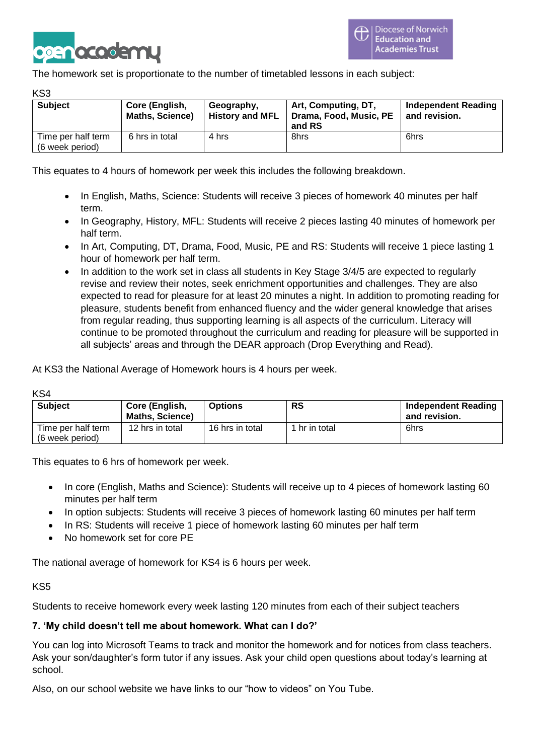The homework set is proportionate to the number of timetabled lessons in each subject:

KS3

| Subject | Core (English, Maths, Science) | Geography, History and MFL | Art, Computing, DT, Drama, Food, Music, PE and RS | Independent Reading and revision. |
|---|---|---|---|---|
| Time per half term (6 week period) | 6 hrs in total | 4 hrs | 8hrs | 6hrs |

This equates to 4 hours of homework per week this includes the following breakdown.

- In English, Maths, Science: Students will receive 3 pieces of homework 40 minutes per half term.
- In Geography, History, MFL: Students will receive 2 pieces lasting 40 minutes of homework per half term.
- In Art, Computing, DT, Drama, Food, Music, PE and RS: Students will receive 1 piece lasting 1 hour of homework per half term.
- In addition to the work set in class all students in Key Stage 3/4/5 are expected to regularly revise and review their notes, seek enrichment opportunities and challenges. They are also expected to read for pleasure for at least 20 minutes a night. In addition to promoting reading for pleasure, students benefit from enhanced fluency and the wider general knowledge that arises from regular reading, thus supporting learning is all aspects of the curriculum. Literacy will continue to be promoted throughout the curriculum and reading for pleasure will be supported in all subjects' areas and through the DEAR approach (Drop Everything and Read).

At KS3 the National Average of Homework hours is 4 hours per week.

KS4

| Subject | Core (English, Maths, Science) | Options | RS | Independent Reading and revision. |
|---|---|---|---|---|
| Time per half term (6 week period) | 12 hrs in total | 16 hrs in total | 1 hr in total | 6hrs |

This equates to 6 hrs of homework per week.

- In core (English, Maths and Science): Students will receive up to 4 pieces of homework lasting 60 minutes per half term
- In option subjects: Students will receive 3 pieces of homework lasting 60 minutes per half term
- In RS: Students will receive 1 piece of homework lasting 60 minutes per half term
- No homework set for core PE

The national average of homework for KS4 is 6 hours per week.

KS5

Students to receive homework every week lasting 120 minutes from each of their subject teachers

**7. 'My child doesn't tell me about homework. What can I do?'**

You can log into Microsoft Teams to track and monitor the homework and for notices from class teachers. Ask your son/daughter's form tutor if any issues. Ask your child open questions about today's learning at school.

Also, on our school website we have links to our "how to videos" on You Tube.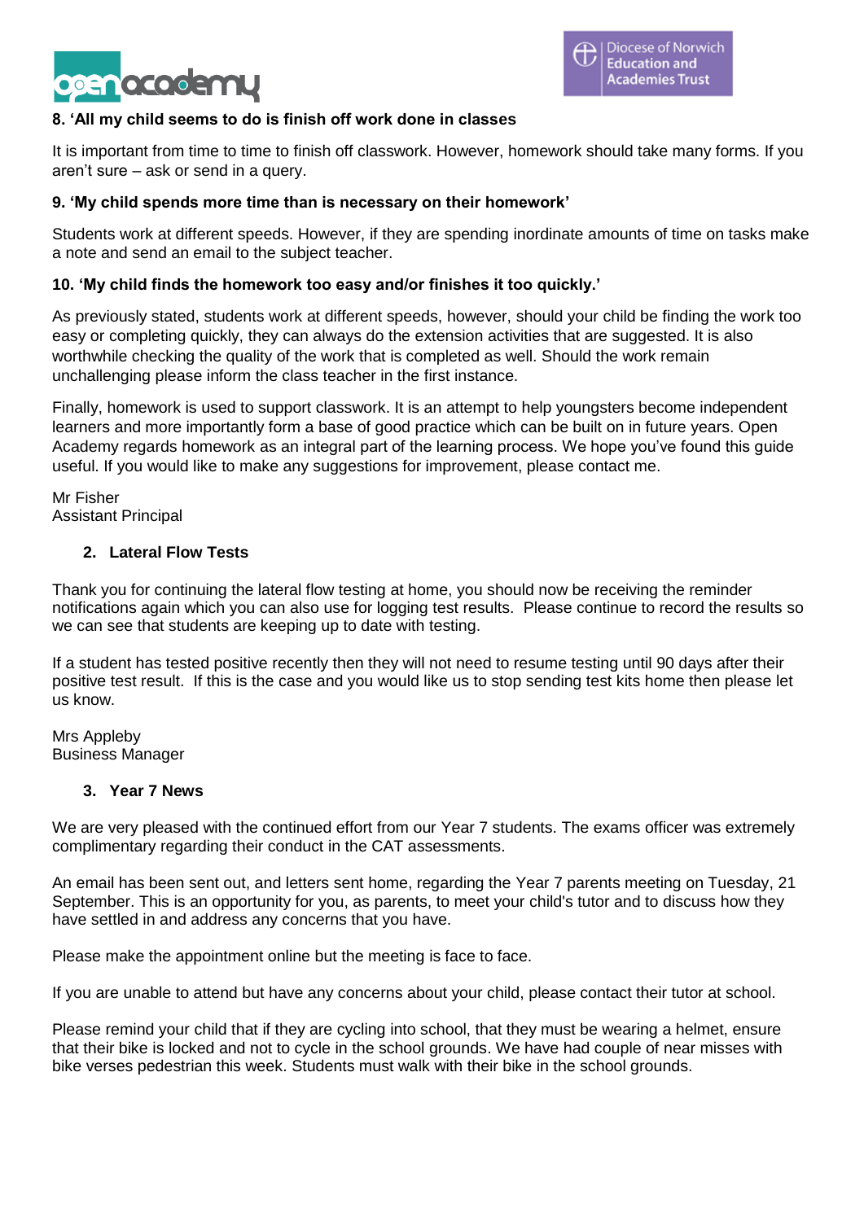**8. 'All my child seems to do is finish off work done in classes**

It is important from time to time to finish off classwork. However, homework should take many forms. If you aren't sure – ask or send in a query.

**9. 'My child spends more time than is necessary on their homework'**

Students work at different speeds. However, if they are spending inordinate amounts of time on tasks make a note and send an email to the subject teacher.

**10. 'My child finds the homework too easy and/or finishes it too quickly.'**

As previously stated, students work at different speeds, however, should your child be finding the work too easy or completing quickly, they can always do the extension activities that are suggested. It is also worthwhile checking the quality of the work that is completed as well. Should the work remain unchallenging please inform the class teacher in the first instance.

Finally, homework is used to support classwork. It is an attempt to help youngsters become independent learners and more importantly form a base of good practice which can be built on in future years. Open Academy regards homework as an integral part of the learning process. We hope you've found this guide useful. If you would like to make any suggestions for improvement, please contact me.

Mr Fisher
Assistant Principal

## 2. Lateral Flow Tests

Thank you for continuing the lateral flow testing at home, you should now be receiving the reminder notifications again which you can also use for logging test results. Please continue to record the results so we can see that students are keeping up to date with testing.

If a student has tested positive recently then they will not need to resume testing until 90 days after their positive test result. If this is the case and you would like us to stop sending test kits home then please let us know.

Mrs Appleby
Business Manager

## 3. Year 7 News

We are very pleased with the continued effort from our Year 7 students. The exams officer was extremely complimentary regarding their conduct in the CAT assessments.

An email has been sent out, and letters sent home, regarding the Year 7 parents meeting on Tuesday, 21 September. This is an opportunity for you, as parents, to meet your child's tutor and to discuss how they have settled in and address any concerns that you have.

Please make the appointment online but the meeting is face to face.

If you are unable to attend but have any concerns about your child, please contact their tutor at school.

Please remind your child that if they are cycling into school, that they must be wearing a helmet, ensure that their bike is locked and not to cycle in the school grounds. We have had couple of near misses with bike verses pedestrian this week. Students must walk with their bike in the school grounds.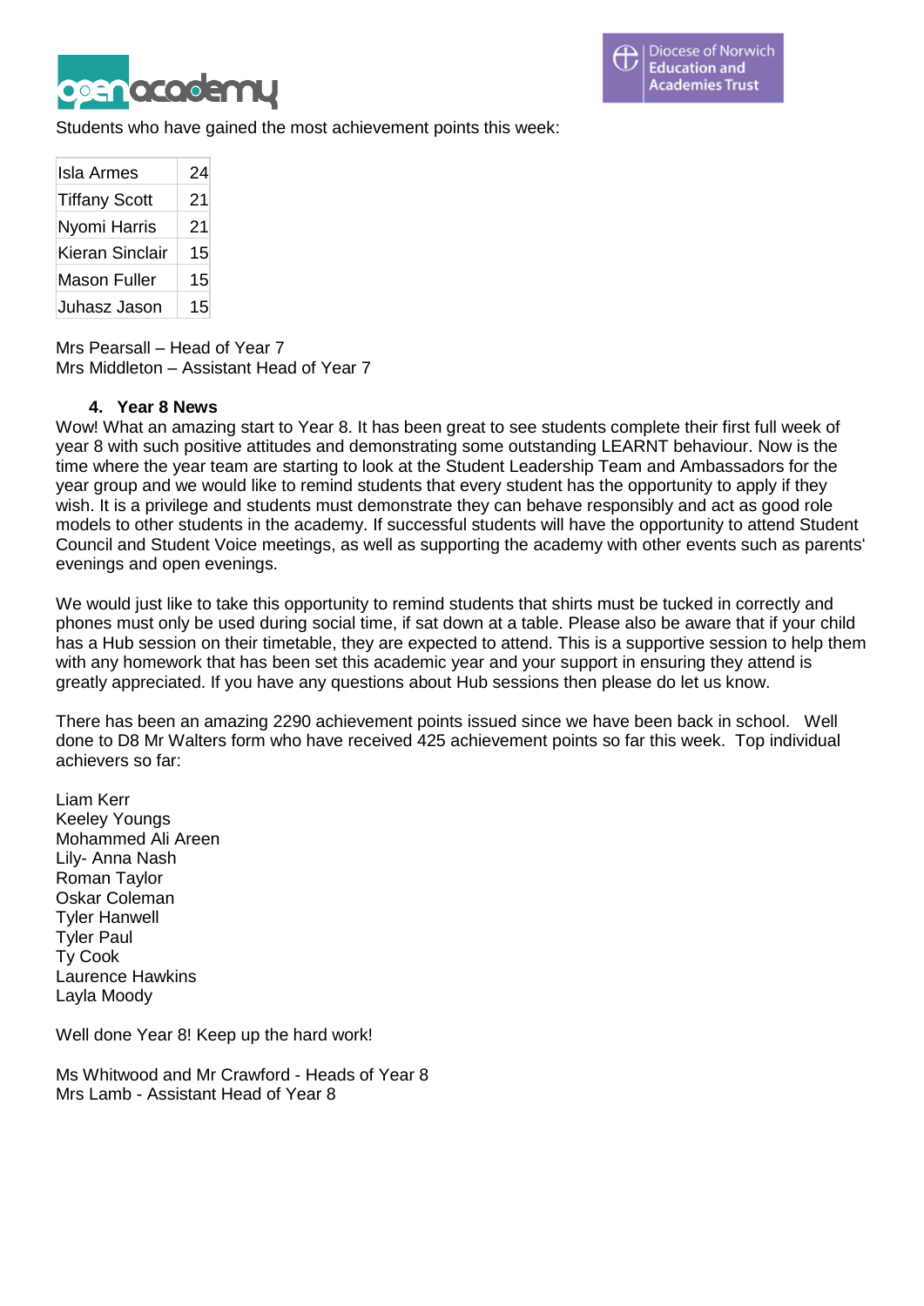Students who have gained the most achievement points this week:

| | |
|---|---|
| Isla Armes | 24 |
| Tiffany Scott | 21 |
| Nyomi Harris | 21 |
| Kieran Sinclair | 15 |
| Mason Fuller | 15 |
| Juhasz Jason | 15 |

Mrs Pearsall – Head of Year 7
Mrs Middleton – Assistant Head of Year 7

### 4. Year 8 News

Wow! What an amazing start to Year 8. It has been great to see students complete their first full week of year 8 with such positive attitudes and demonstrating some outstanding LEARNT behaviour. Now is the time where the year team are starting to look at the Student Leadership Team and Ambassadors for the year group and we would like to remind students that every student has the opportunity to apply if they wish. It is a privilege and students must demonstrate they can behave responsibly and act as good role models to other students in the academy. If successful students will have the opportunity to attend Student Council and Student Voice meetings, as well as supporting the academy with other events such as parents' evenings and open evenings.

We would just like to take this opportunity to remind students that shirts must be tucked in correctly and phones must only be used during social time, if sat down at a table. Please also be aware that if your child has a Hub session on their timetable, they are expected to attend. This is a supportive session to help them with any homework that has been set this academic year and your support in ensuring they attend is greatly appreciated. If you have any questions about Hub sessions then please do let us know.

There has been an amazing 2290 achievement points issued since we have been back in school. Well done to D8 Mr Walters form who have received 425 achievement points so far this week. Top individual achievers so far:

Liam Kerr
Keeley Youngs
Mohammed Ali Areen
Lily- Anna Nash
Roman Taylor
Oskar Coleman
Tyler Hanwell
Tyler Paul
Ty Cook
Laurence Hawkins
Layla Moody

Well done Year 8! Keep up the hard work!

Ms Whitwood and Mr Crawford - Heads of Year 8
Mrs Lamb - Assistant Head of Year 8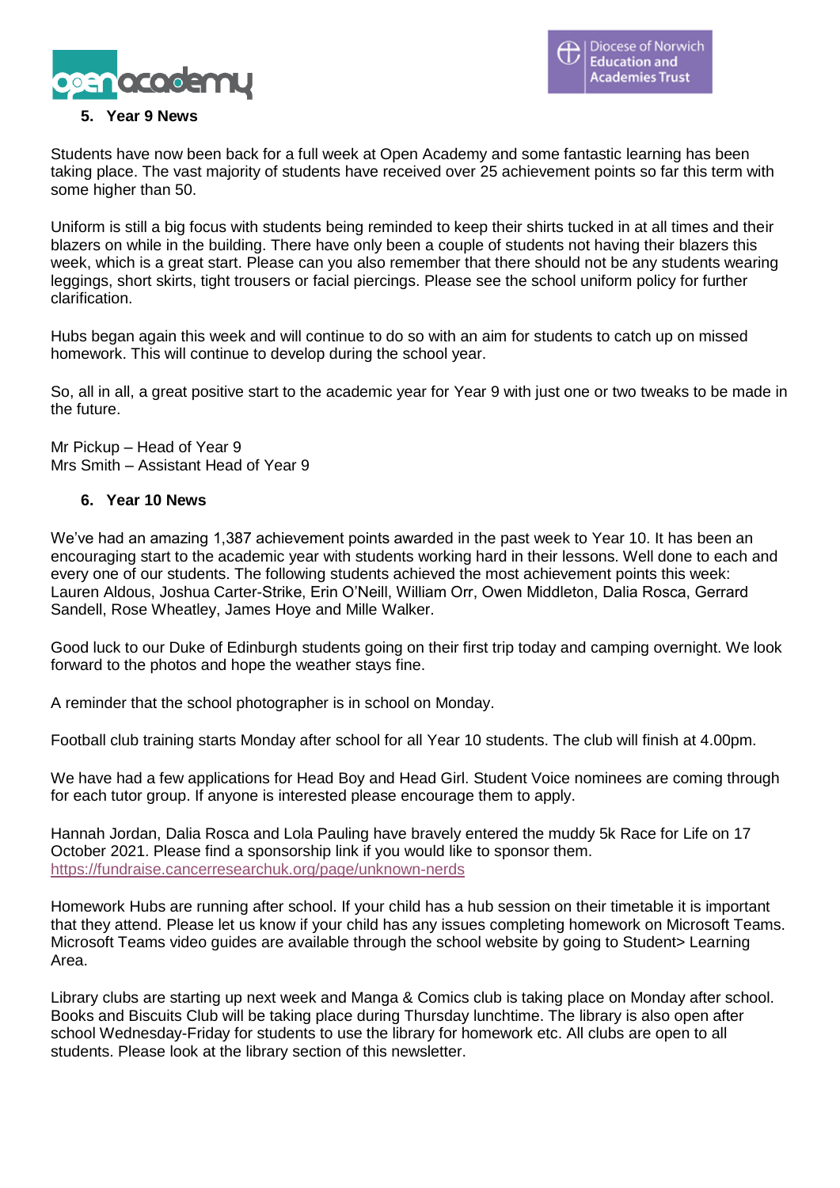## 5. Year 9 News

Students have now been back for a full week at Open Academy and some fantastic learning has been taking place. The vast majority of students have received over 25 achievement points so far this term with some higher than 50.

Uniform is still a big focus with students being reminded to keep their shirts tucked in at all times and their blazers on while in the building. There have only been a couple of students not having their blazers this week, which is a great start. Please can you also remember that there should not be any students wearing leggings, short skirts, tight trousers or facial piercings. Please see the school uniform policy for further clarification.

Hubs began again this week and will continue to do so with an aim for students to catch up on missed homework. This will continue to develop during the school year.

So, all in all, a great positive start to the academic year for Year 9 with just one or two tweaks to be made in the future.

Mr Pickup – Head of Year 9
Mrs Smith – Assistant Head of Year 9

## 6. Year 10 News

We've had an amazing 1,387 achievement points awarded in the past week to Year 10. It has been an encouraging start to the academic year with students working hard in their lessons. Well done to each and every one of our students. The following students achieved the most achievement points this week: Lauren Aldous, Joshua Carter-Strike, Erin O'Neill, William Orr, Owen Middleton, Dalia Rosca, Gerrard Sandell, Rose Wheatley, James Hoye and Mille Walker.

Good luck to our Duke of Edinburgh students going on their first trip today and camping overnight. We look forward to the photos and hope the weather stays fine.

A reminder that the school photographer is in school on Monday.

Football club training starts Monday after school for all Year 10 students. The club will finish at 4.00pm.

We have had a few applications for Head Boy and Head Girl. Student Voice nominees are coming through for each tutor group. If anyone is interested please encourage them to apply.

Hannah Jordan, Dalia Rosca and Lola Pauling have bravely entered the muddy 5k Race for Life on 17 October 2021. Please find a sponsorship link if you would like to sponsor them.
https://fundraise.cancerresearchuk.org/page/unknown-nerds

Homework Hubs are running after school. If your child has a hub session on their timetable it is important that they attend. Please let us know if your child has any issues completing homework on Microsoft Teams. Microsoft Teams video guides are available through the school website by going to Student> Learning Area.

Library clubs are starting up next week and Manga & Comics club is taking place on Monday after school. Books and Biscuits Club will be taking place during Thursday lunchtime. The library is also open after school Wednesday-Friday for students to use the library for homework etc. All clubs are open to all students. Please look at the library section of this newsletter.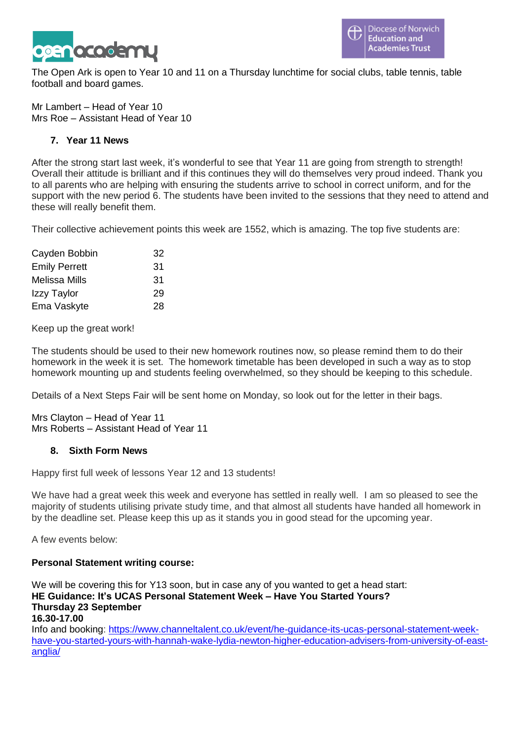The Open Ark is open to Year 10 and 11 on a Thursday lunchtime for social clubs, table tennis, table football and board games.

Mr Lambert – Head of Year 10
Mrs Roe – Assistant Head of Year 10

## 7. Year 11 News

After the strong start last week, it's wonderful to see that Year 11 are going from strength to strength! Overall their attitude is brilliant and if this continues they will do themselves very proud indeed. Thank you to all parents who are helping with ensuring the students arrive to school in correct uniform, and for the support with the new period 6. The students have been invited to the sessions that they need to attend and these will really benefit them.

Their collective achievement points this week are 1552, which is amazing. The top five students are:

| | |
|---|---|
| Cayden Bobbin | 32 |
| Emily Perrett | 31 |
| Melissa Mills | 31 |
| Izzy Taylor | 29 |
| Ema Vaskyte | 28 |

Keep up the great work!

The students should be used to their new homework routines now, so please remind them to do their homework in the week it is set. The homework timetable has been developed in such a way as to stop homework mounting up and students feeling overwhelmed, so they should be keeping to this schedule.

Details of a Next Steps Fair will be sent home on Monday, so look out for the letter in their bags.

Mrs Clayton – Head of Year 11
Mrs Roberts – Assistant Head of Year 11

## 8. Sixth Form News

Happy first full week of lessons Year 12 and 13 students!

We have had a great week this week and everyone has settled in really well. I am so pleased to see the majority of students utilising private study time, and that almost all students have handed all homework in by the deadline set. Please keep this up as it stands you in good stead for the upcoming year.

A few events below:

**Personal Statement writing course:**

We will be covering this for Y13 soon, but in case any of you wanted to get a head start:
**HE Guidance: It's UCAS Personal Statement Week – Have You Started Yours?**
**Thursday 23 September**
**16.30-17.00**
Info and booking: https://www.channeltalent.co.uk/event/he-guidance-its-ucas-personal-statement-week-have-you-started-yours-with-hannah-wake-lydia-newton-higher-education-advisers-from-university-of-east-anglia/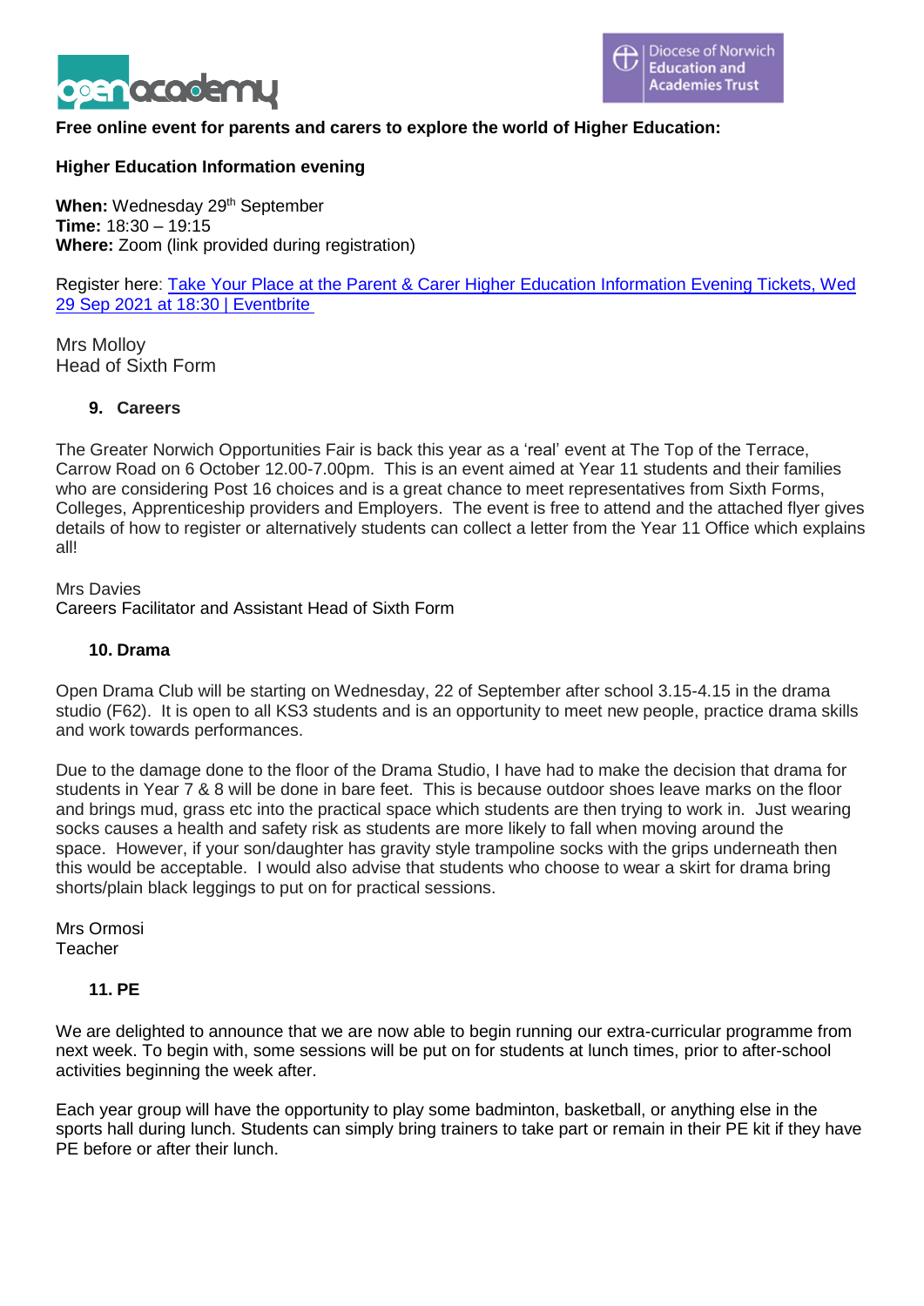**Free online event for parents and carers to explore the world of Higher Education:**

**Higher Education Information evening**

**When:** Wednesday 29th September
**Time:** 18:30 – 19:15
**Where:** Zoom (link provided during registration)

Register here: [Take Your Place at the Parent & Carer Higher Education Information Evening Tickets, Wed 29 Sep 2021 at 18:30 | Eventbrite]

Mrs Molloy
Head of Sixth Form

### 9. Careers

The Greater Norwich Opportunities Fair is back this year as a 'real' event at The Top of the Terrace, Carrow Road on 6 October 12.00-7.00pm. This is an event aimed at Year 11 students and their families who are considering Post 16 choices and is a great chance to meet representatives from Sixth Forms, Colleges, Apprenticeship providers and Employers. The event is free to attend and the attached flyer gives details of how to register or alternatively students can collect a letter from the Year 11 Office which explains all!

Mrs Davies
Careers Facilitator and Assistant Head of Sixth Form

### 10. Drama

Open Drama Club will be starting on Wednesday, 22 of September after school 3.15-4.15 in the drama studio (F62). It is open to all KS3 students and is an opportunity to meet new people, practice drama skills and work towards performances.

Due to the damage done to the floor of the Drama Studio, I have had to make the decision that drama for students in Year 7 & 8 will be done in bare feet. This is because outdoor shoes leave marks on the floor and brings mud, grass etc into the practical space which students are then trying to work in. Just wearing socks causes a health and safety risk as students are more likely to fall when moving around the space. However, if your son/daughter has gravity style trampoline socks with the grips underneath then this would be acceptable. I would also advise that students who choose to wear a skirt for drama bring shorts/plain black leggings to put on for practical sessions.

Mrs Ormosi
Teacher

### 11. PE

We are delighted to announce that we are now able to begin running our extra-curricular programme from next week. To begin with, some sessions will be put on for students at lunch times, prior to after-school activities beginning the week after.

Each year group will have the opportunity to play some badminton, basketball, or anything else in the sports hall during lunch. Students can simply bring trainers to take part or remain in their PE kit if they have PE before or after their lunch.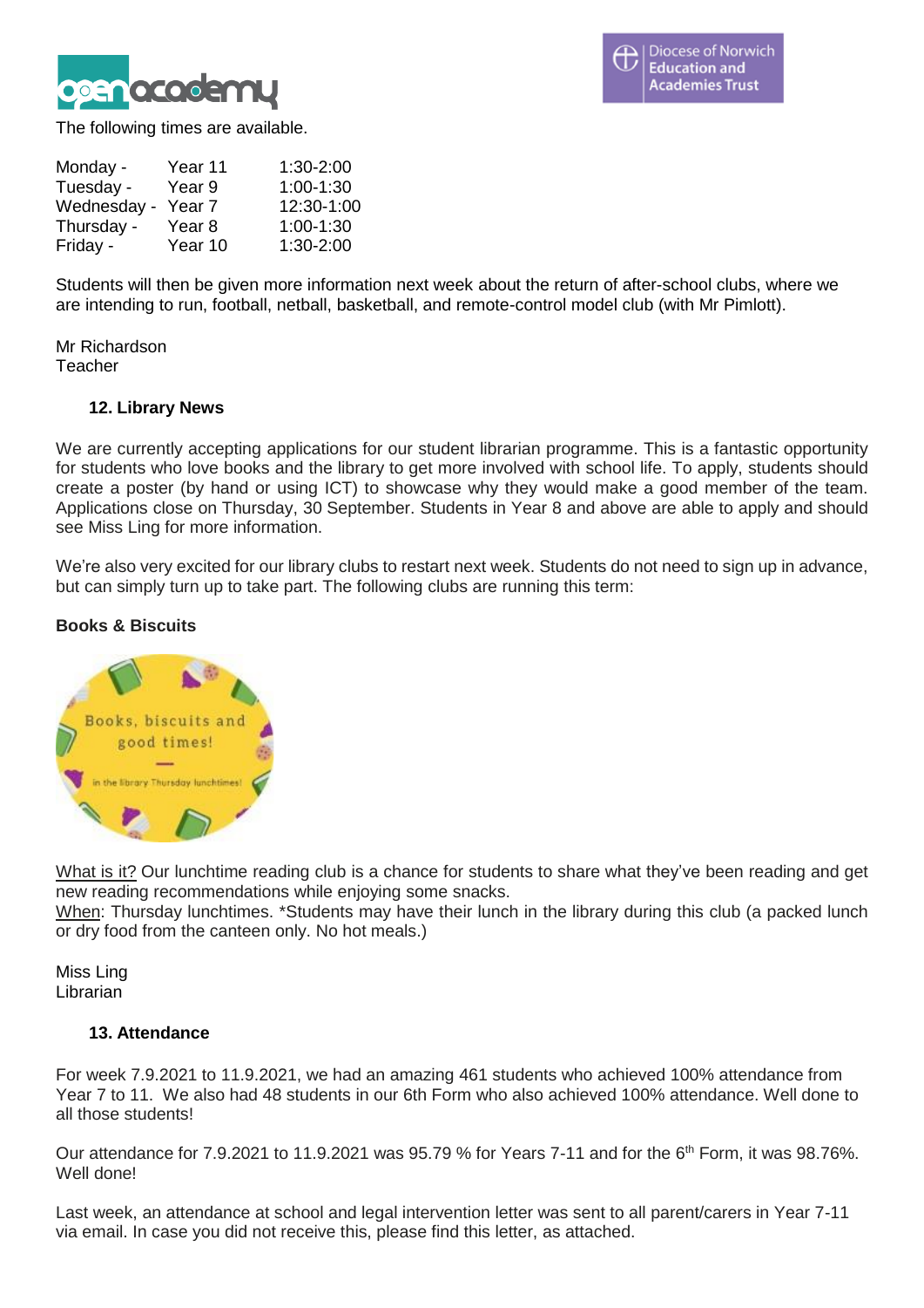The following times are available.

| | | |
|---|---|---|
| Monday - | Year 11 | 1:30-2:00 |
| Tuesday - | Year 9 | 1:00-1:30 |
| Wednesday - | Year 7 | 12:30-1:00 |
| Thursday - | Year 8 | 1:00-1:30 |
| Friday - | Year 10 | 1:30-2:00 |

Students will then be given more information next week about the return of after-school clubs, where we are intending to run, football, netball, basketball, and remote-control model club (with Mr Pimlott).

Mr Richardson
Teacher

## 12. Library News

We are currently accepting applications for our student librarian programme. This is a fantastic opportunity for students who love books and the library to get more involved with school life. To apply, students should create a poster (by hand or using ICT) to showcase why they would make a good member of the team. Applications close on Thursday, 30 September. Students in Year 8 and above are able to apply and should see Miss Ling for more information.

We're also very excited for our library clubs to restart next week. Students do not need to sign up in advance, but can simply turn up to take part. The following clubs are running this term:

**Books & Biscuits**

Books, biscuits and good times!

in the library Thursday lunchtimes!

What is it? Our lunchtime reading club is a chance for students to share what they've been reading and get new reading recommendations while enjoying some snacks.
When: Thursday lunchtimes. *Students may have their lunch in the library during this club (a packed lunch or dry food from the canteen only. No hot meals.)

Miss Ling
Librarian

## 13. Attendance

For week 7.9.2021 to 11.9.2021, we had an amazing 461 students who achieved 100% attendance from Year 7 to 11. We also had 48 students in our 6th Form who also achieved 100% attendance. Well done to all those students!

Our attendance for 7.9.2021 to 11.9.2021 was 95.79 % for Years 7-11 and for the 6th Form, it was 98.76%. Well done!

Last week, an attendance at school and legal intervention letter was sent to all parent/carers in Year 7-11 via email. In case you did not receive this, please find this letter, as attached.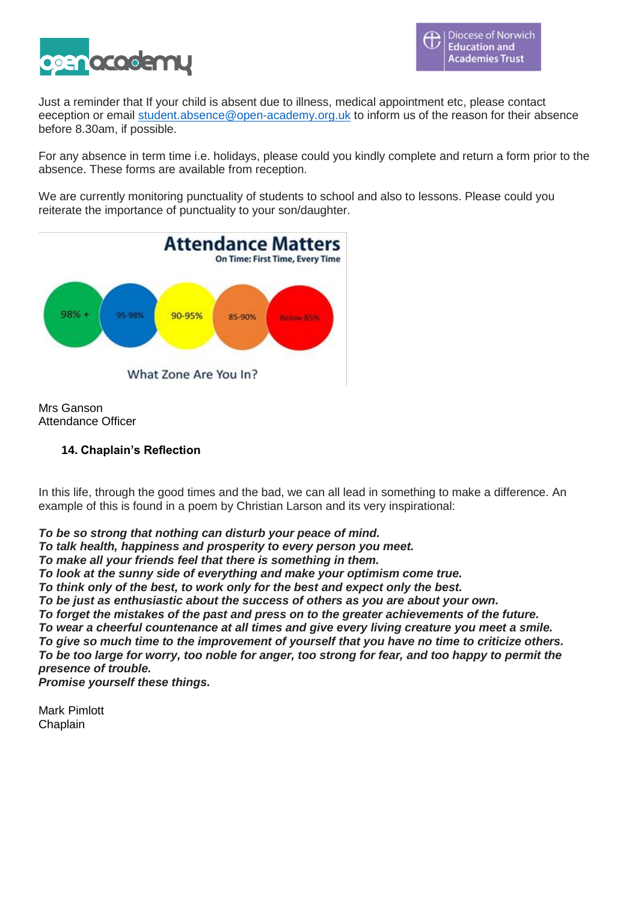Just a reminder that If your child is absent due to illness, medical appointment etc, please contact eeception or email student.absence@open-academy.org.uk to inform us of the reason for their absence before 8.30am, if possible.

For any absence in term time i.e. holidays, please could you kindly complete and return a form prior to the absence. These forms are available from reception.

We are currently monitoring punctuality of students to school and also to lessons. Please could you reiterate the importance of punctuality to your son/daughter.

**Attendance Matters**
On Time: First Time, Every Time

98% + | 95-98% | 90-95% | 85-90% | Below 85%

What Zone Are You In?

Mrs Ganson
Attendance Officer

### 14. Chaplain's Reflection

In this life, through the good times and the bad, we can all lead in something to make a difference. An example of this is found in a poem by Christian Larson and its very inspirational:

***To be so strong that nothing can disturb your peace of mind.***
***To talk health, happiness and prosperity to every person you meet.***
***To make all your friends feel that there is something in them.***
***To look at the sunny side of everything and make your optimism come true.***
***To think only of the best, to work only for the best and expect only the best.***
***To be just as enthusiastic about the success of others as you are about your own.***
***To forget the mistakes of the past and press on to the greater achievements of the future.***
***To wear a cheerful countenance at all times and give every living creature you meet a smile.***
***To give so much time to the improvement of yourself that you have no time to criticize others.***
***To be too large for worry, too noble for anger, too strong for fear, and too happy to permit the presence of trouble.***
***Promise yourself these things.***

Mark Pimlott
Chaplain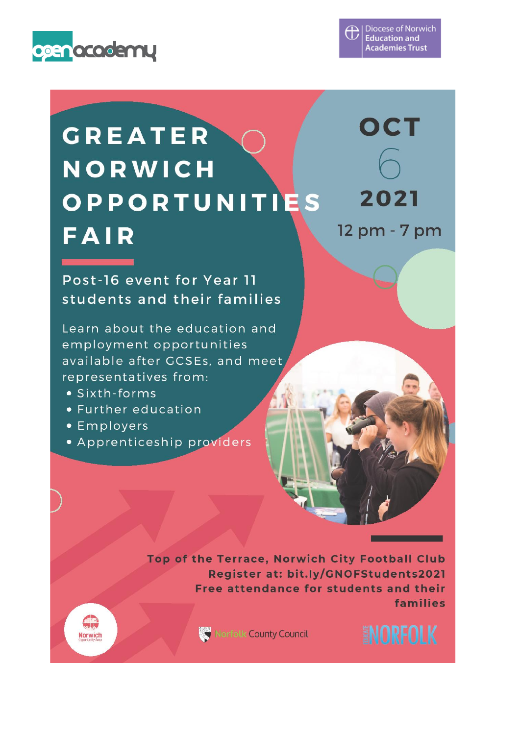open academy

Diocese of Norwich Education and Academies Trust

# GREATER NORWICH OPPORTUNITIES FAIR

OCT 6 2021

12 pm - 7 pm

Post-16 event for Year 11 students and their families

Learn about the education and employment opportunities available after GCSEs, and meet representatives from:

- Sixth-forms
- Further education
- Employers
- Apprenticeship providers

**Top of the Terrace, Norwich City Football Club**
**Register at: bit.ly/GNOFStudents2021**
**Free attendance for students and their families**

Norwich Opportunity Area

Norfolk County Council

EDUCATE NORFOLK